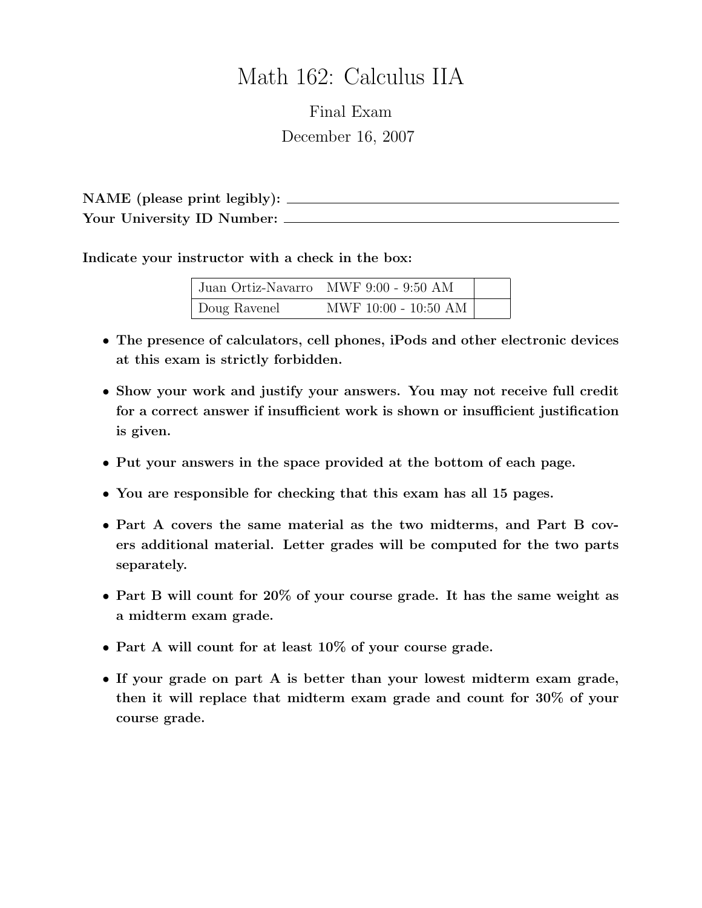# Math 162: Calculus IIA

Final Exam

December 16, 2007

**NAME (please print legibly):** ____________________

**Your University ID Number:** ____________________

**Indicate your instructor with a check in the box:**

| | | |
|---|---|---|
| Juan Ortiz-Navarro | MWF 9:00 - 9:50 AM | |
| Doug Ravenel | MWF 10:00 - 10:50 AM | |

- **The presence of calculators, cell phones, iPods and other electronic devices at this exam is strictly forbidden.**
- **Show your work and justify your answers. You may not receive full credit for a correct answer if insufficient work is shown or insufficient justification is given.**
- **Put your answers in the space provided at the bottom of each page.**
- **You are responsible for checking that this exam has all 15 pages.**
- **Part A covers the same material as the two midterms, and Part B covers additional material. Letter grades will be computed for the two parts separately.**
- **Part B will count for 20% of your course grade. It has the same weight as a midterm exam grade.**
- **Part A will count for at least 10% of your course grade.**
- **If your grade on part A is better than your lowest midterm exam grade, then it will replace that midterm exam grade and count for 30% of your course grade.**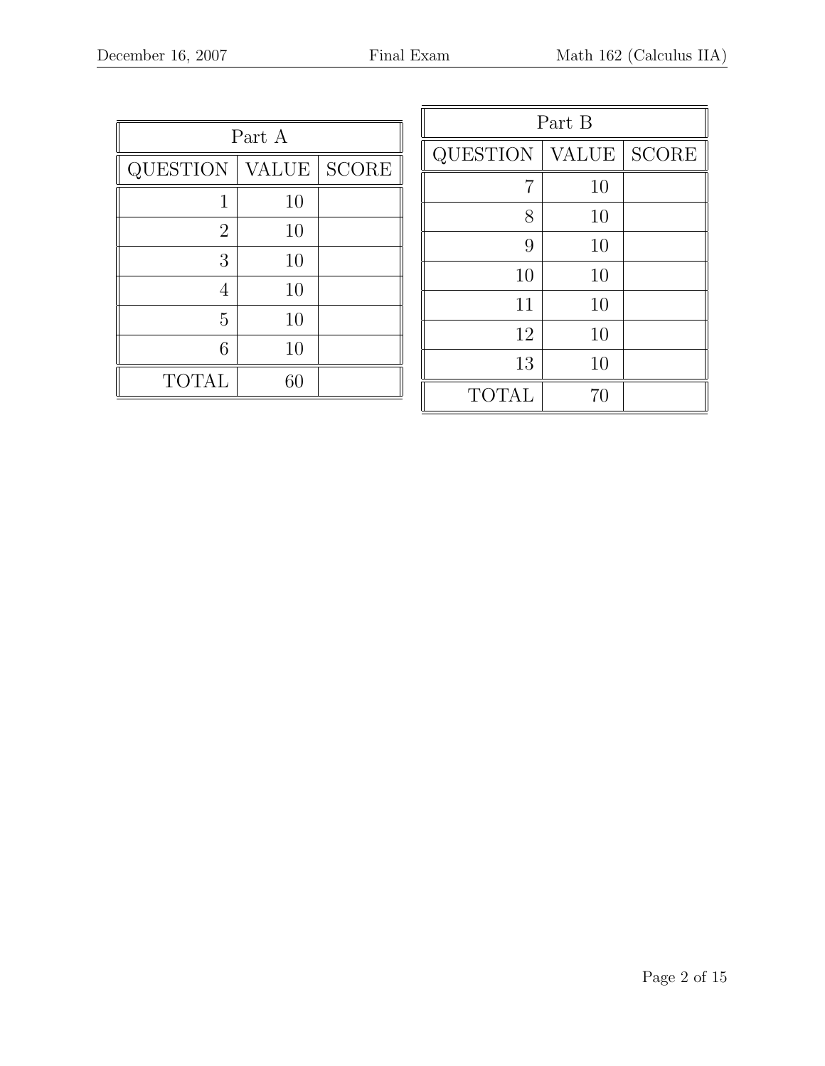| Part A | | |
|---|---|---|
| QUESTION | VALUE | SCORE |
| 1 | 10 | |
| 2 | 10 | |
| 3 | 10 | |
| 4 | 10 | |
| 5 | 10 | |
| 6 | 10 | |
| TOTAL | 60 | |

| Part B | | |
|---|---|---|
| QUESTION | VALUE | SCORE |
| 7 | 10 | |
| 8 | 10 | |
| 9 | 10 | |
| 10 | 10 | |
| 11 | 10 | |
| 12 | 10 | |
| 13 | 10 | |
| TOTAL | 70 | |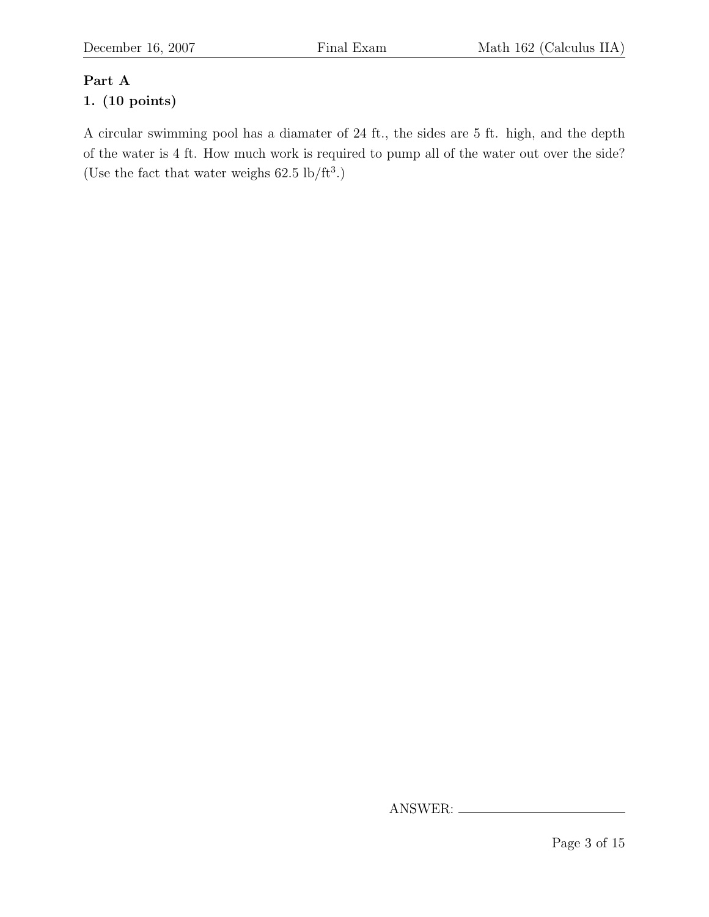**Part A**

**1. (10 points)**

A circular swimming pool has a diamater of 24 ft., the sides are 5 ft. high, and the depth of the water is 4 ft. How much work is required to pump all of the water out over the side? (Use the fact that water weighs 62.5 lb/ft$^3$.)

ANSWER: ______________________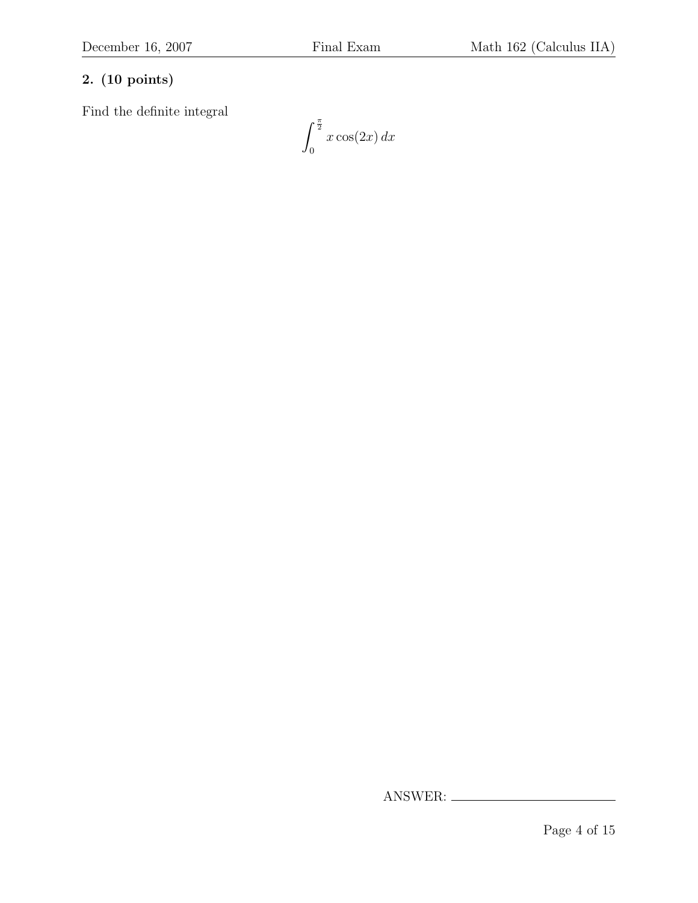**2. (10 points)**

Find the definite integral

$$\int_0^{\frac{\pi}{2}} x\cos(2x)\,dx$$

ANSWER: \_\_\_\_\_\_\_\_\_\_\_\_\_\_\_\_\_\_\_\_\_\_\_\_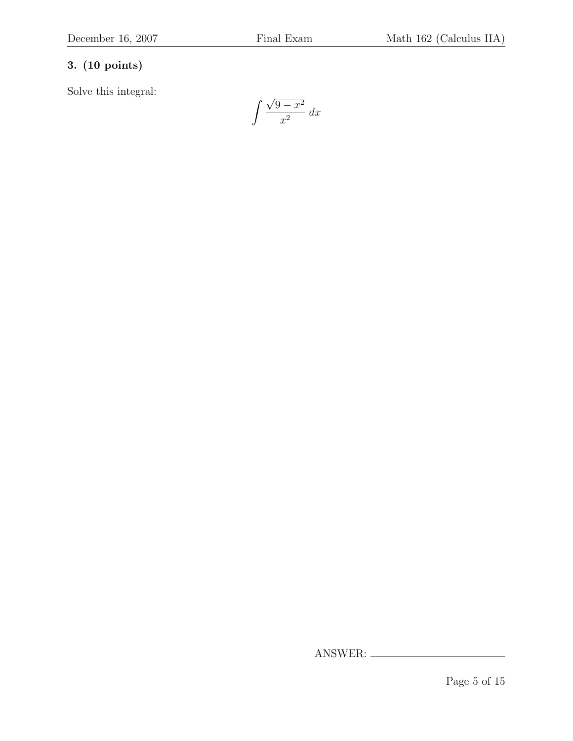**3. (10 points)**

Solve this integral:

$$\int \frac{\sqrt{9 - x^2}}{x^2}\, dx$$

ANSWER: \_\_\_\_\_\_\_\_\_\_\_\_\_\_\_\_\_\_\_\_\_\_\_\_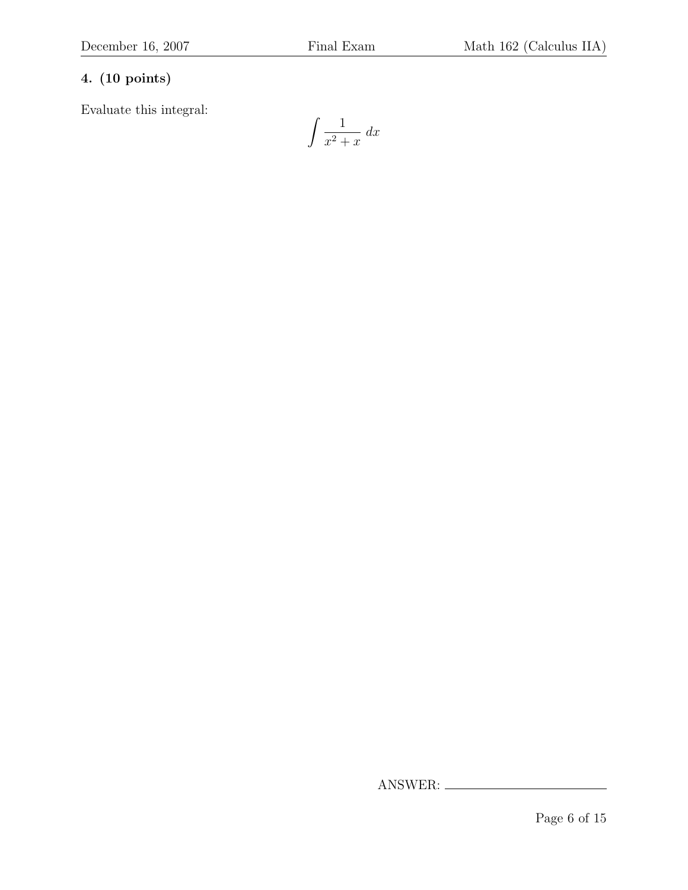**4. (10 points)**

Evaluate this integral:

$$\int \frac{1}{x^2 + x} \, dx$$

ANSWER: ____________________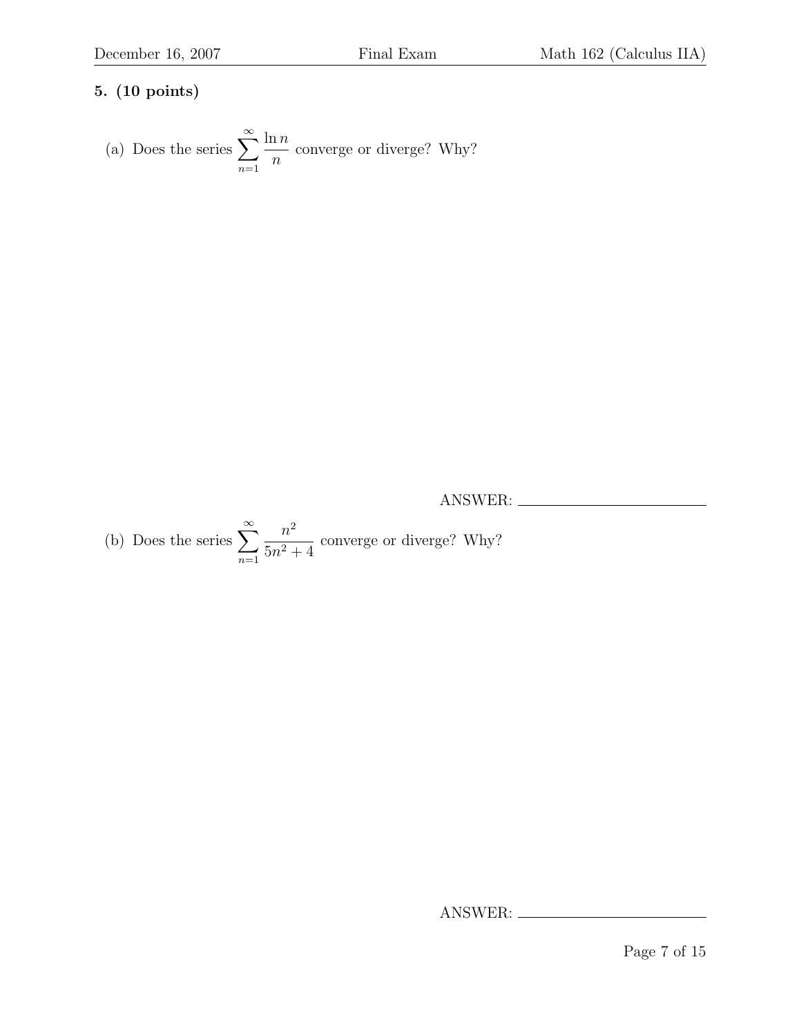**5. (10 points)**

(a) Does the series $\sum_{n=1}^{\infty} \frac{\ln n}{n}$ converge or diverge? Why?

ANSWER: ______________________

(b) Does the series $\sum_{n=1}^{\infty} \frac{n^2}{5n^2+4}$ converge or diverge? Why?

ANSWER: ______________________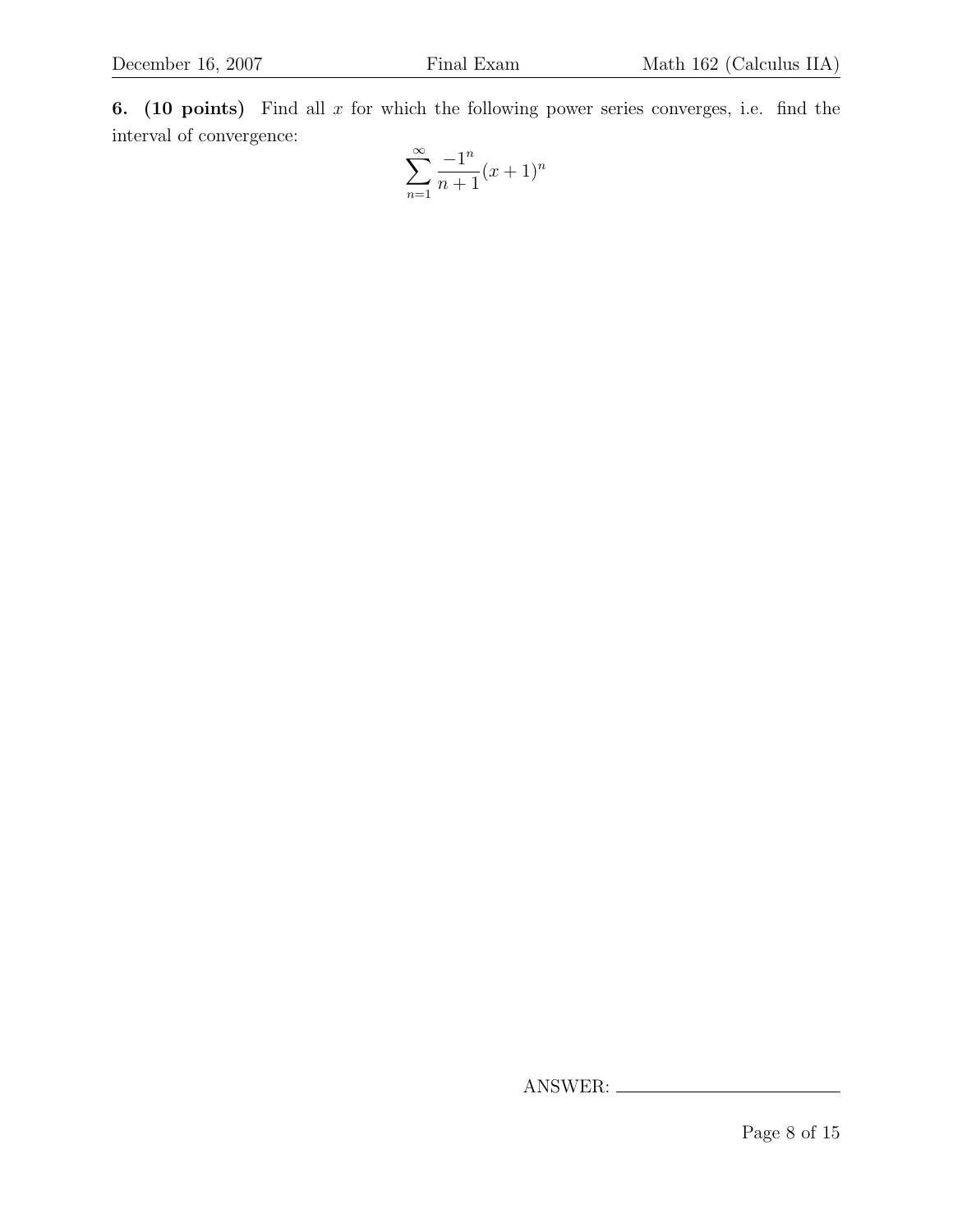**6. (10 points)** Find all $x$ for which the following power series converges, i.e. find the interval of convergence:

$$\sum_{n=1}^{\infty} \frac{-1^n}{n+1}(x+1)^n$$

ANSWER: \_\_\_\_\_\_\_\_\_\_\_\_\_\_\_\_\_\_\_\_\_\_\_\_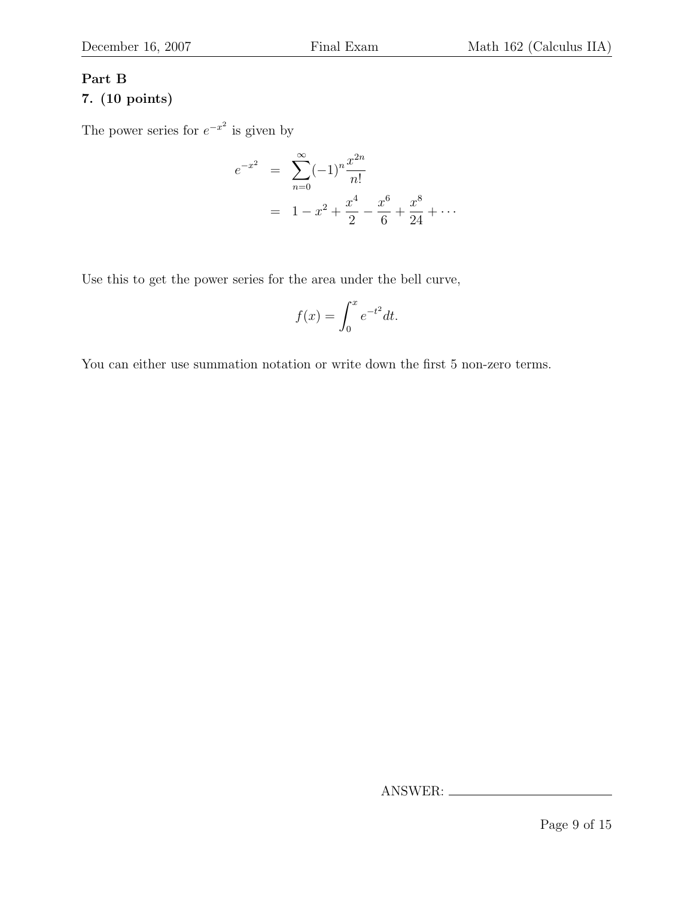**Part B**

**7. (10 points)**

The power series for $e^{-x^2}$ is given by

$$
\begin{aligned}
e^{-x^2} &= \sum_{n=0}^{\infty}(-1)^n \frac{x^{2n}}{n!} \\
&= 1 - x^2 + \frac{x^4}{2} - \frac{x^6}{6} + \frac{x^8}{24} + \cdots
\end{aligned}
$$

Use this to get the power series for the area under the bell curve,

$$
f(x) = \int_0^x e^{-t^2} dt.
$$

You can either use summation notation or write down the first 5 non-zero terms.

ANSWER: \_\_\_\_\_\_\_\_\_\_\_\_\_\_\_\_\_\_\_\_\_\_\_\_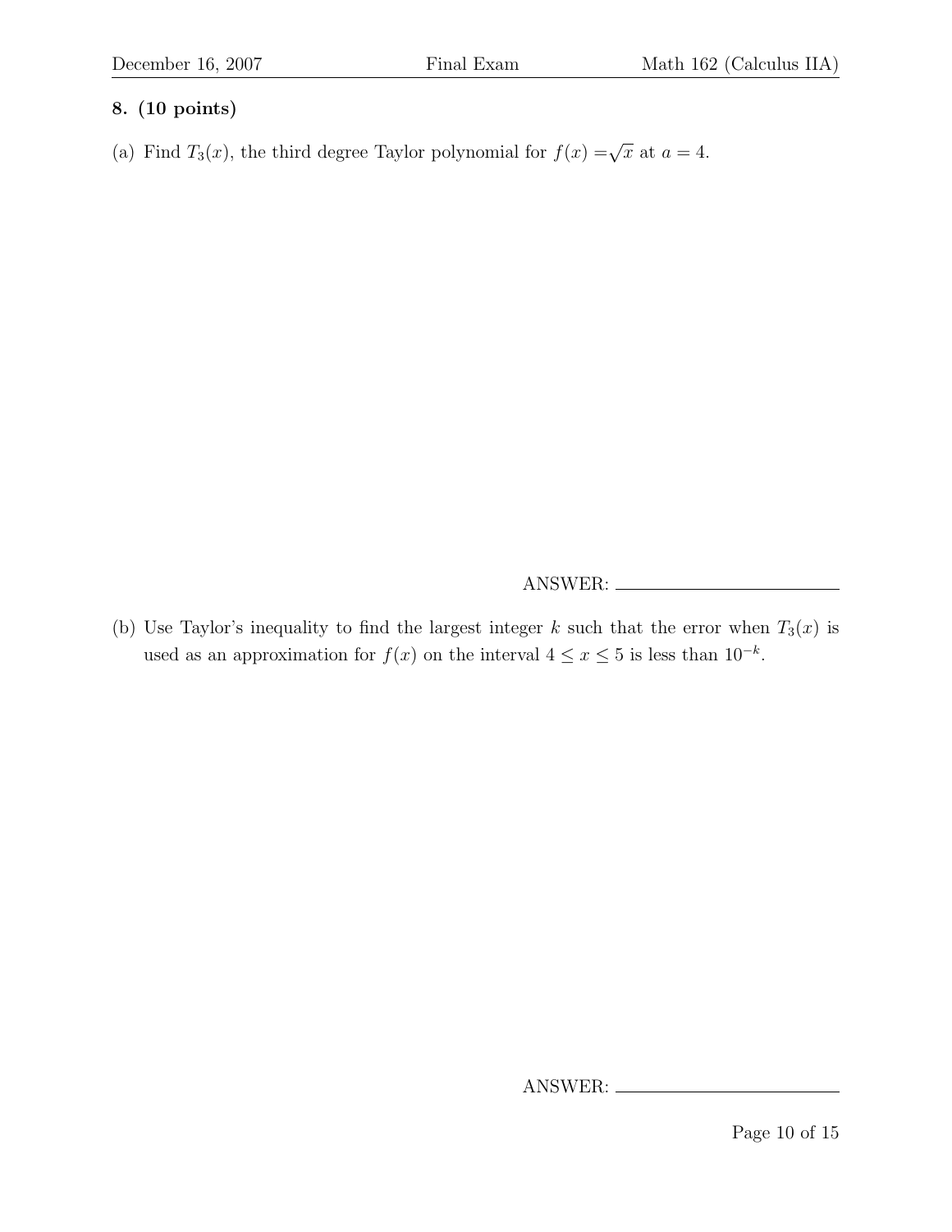**8. (10 points)**

(a) Find $T_3(x)$, the third degree Taylor polynomial for $f(x) = \sqrt{x}$ at $a = 4$.

ANSWER: \_\_\_\_\_\_\_\_\_\_\_\_\_\_\_\_\_\_\_\_\_\_\_\_

(b) Use Taylor's inequality to find the largest integer $k$ such that the error when $T_3(x)$ is used as an approximation for $f(x)$ on the interval $4 \leq x \leq 5$ is less than $10^{-k}$.

ANSWER: \_\_\_\_\_\_\_\_\_\_\_\_\_\_\_\_\_\_\_\_\_\_\_\_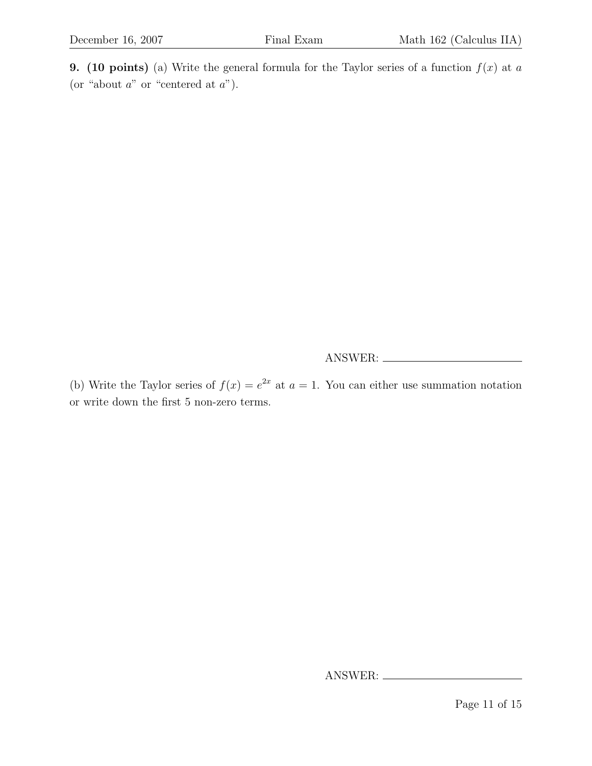**9. (10 points)** (a) Write the general formula for the Taylor series of a function $f(x)$ at $a$ (or "about $a$" or "centered at $a$").

ANSWER: ______________________

(b) Write the Taylor series of $f(x) = e^{2x}$ at $a = 1$. You can either use summation notation or write down the first 5 non-zero terms.

ANSWER: ______________________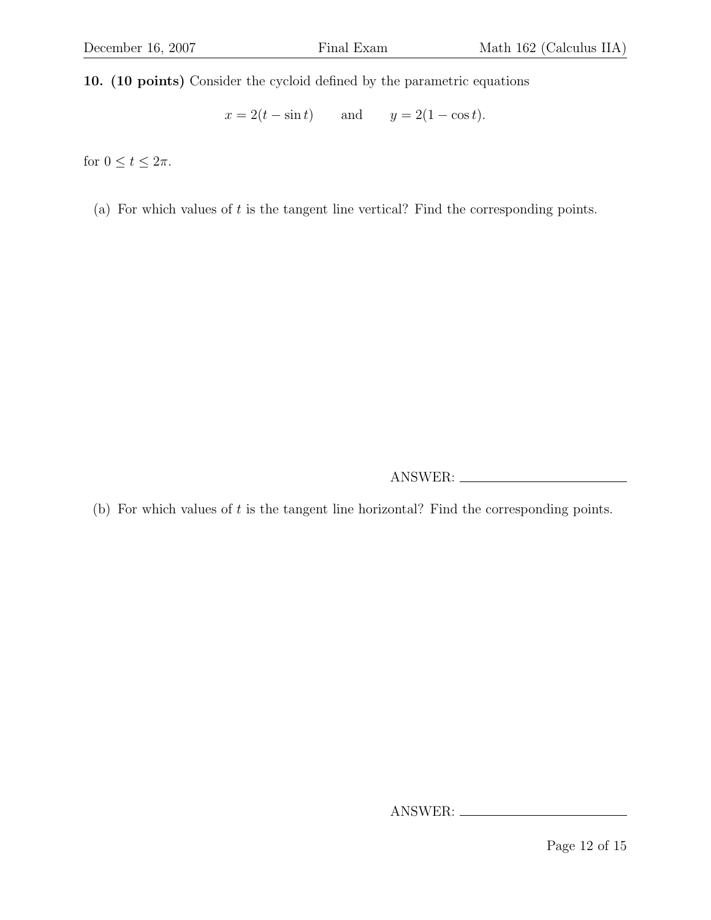**10. (10 points)** Consider the cycloid defined by the parametric equations

$$x = 2(t - \sin t) \qquad \text{and} \qquad y = 2(1 - \cos t).$$

for $0 \leq t \leq 2\pi$.

(a) For which values of $t$ is the tangent line vertical? Find the corresponding points.

ANSWER: \_\_\_\_\_\_\_\_\_\_\_\_\_\_\_\_\_\_\_\_\_\_\_\_

(b) For which values of $t$ is the tangent line horizontal? Find the corresponding points.

ANSWER: \_\_\_\_\_\_\_\_\_\_\_\_\_\_\_\_\_\_\_\_\_\_\_\_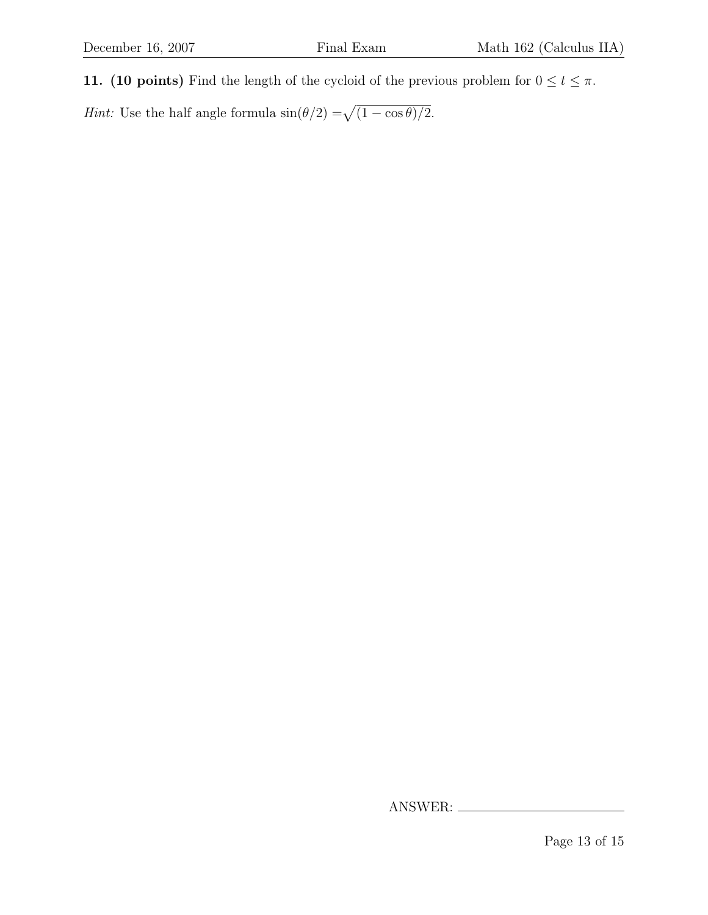**11. (10 points)** Find the length of the cycloid of the previous problem for $0 \leq t \leq \pi$.

*Hint:* Use the half angle formula $\sin(\theta/2) = \sqrt{(1 - \cos\theta)/2}$.

ANSWER: \_\_\_\_\_\_\_\_\_\_\_\_\_\_\_\_\_\_\_\_\_\_\_\_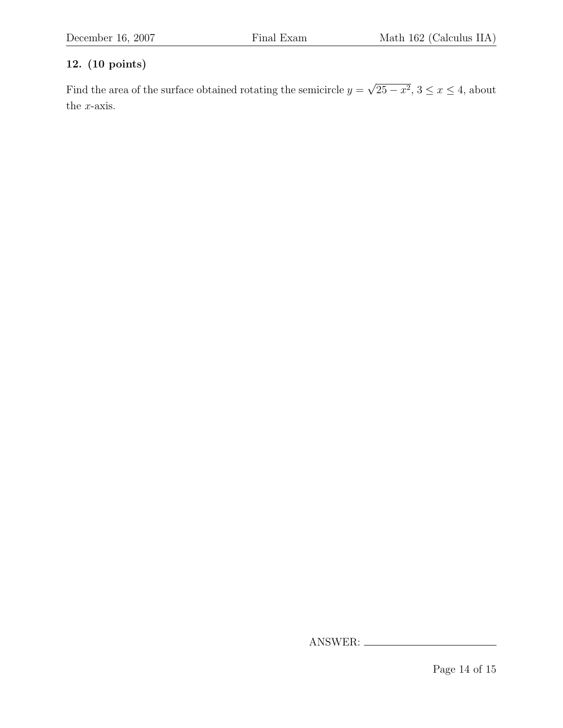**12. (10 points)**

Find the area of the surface obtained rotating the semicircle $y = \sqrt{25 - x^2}$, $3 \leq x \leq 4$, about the $x$-axis.

ANSWER: ______________________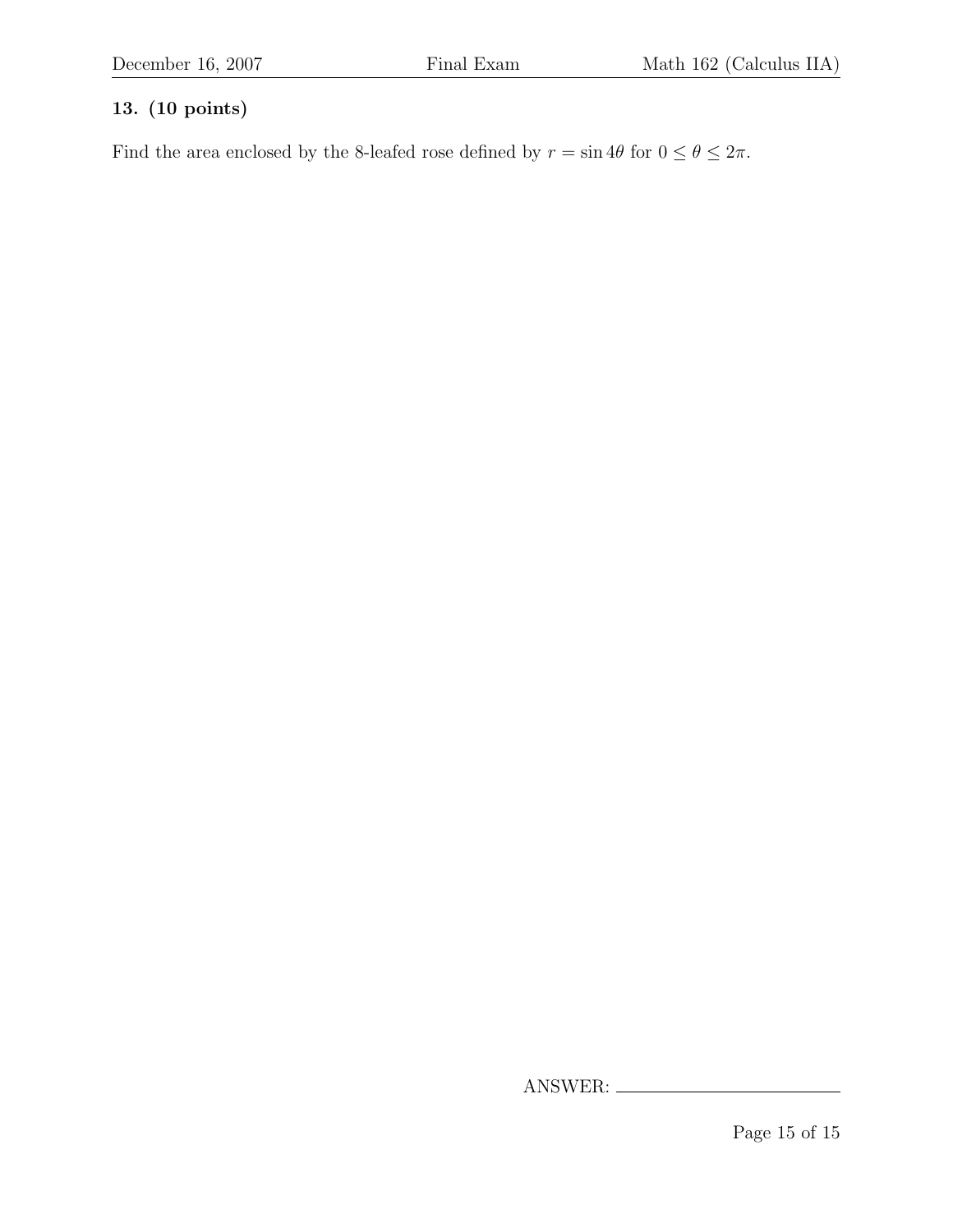**13. (10 points)**

Find the area enclosed by the 8-leafed rose defined by $r = \sin 4\theta$ for $0 \leq \theta \leq 2\pi$.

ANSWER: \_\_\_\_\_\_\_\_\_\_\_\_\_\_\_\_\_\_\_\_\_\_\_\_